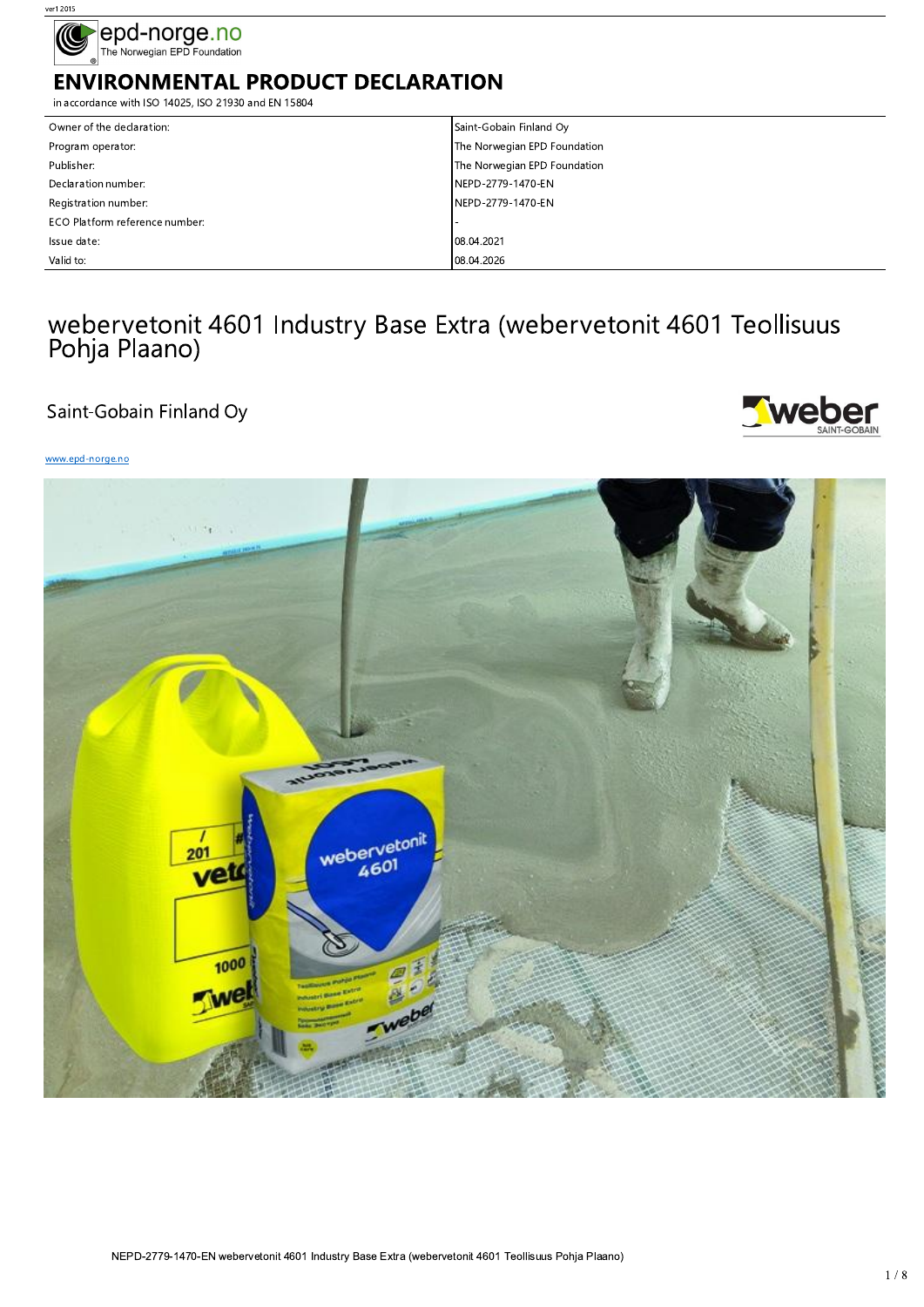ver1 2015

epd-norge.no
The Norwegian EPD Foundation

# ENVIRONMENTAL PRODUCT DECLARATION

in accordance with ISO 14025, ISO 21930 and EN 15804

| | |
|---|---|
| Owner of the declaration: | Saint-Gobain Finland Oy |
| Program operator: | The Norwegian EPD Foundation |
| Publisher: | The Norwegian EPD Foundation |
| Declaration number: | NEPD-2779-1470-EN |
| Registration number: | NEPD-2779-1470-EN |
| ECO Platform reference number: | - |
| Issue date: | 08.04.2021 |
| Valid to: | 08.04.2026 |

# webervetonit 4601 Industry Base Extra (webervetonit 4601 Teollisuus Pohja Plaano)

## Saint-Gobain Finland Oy

www.epd-norge.no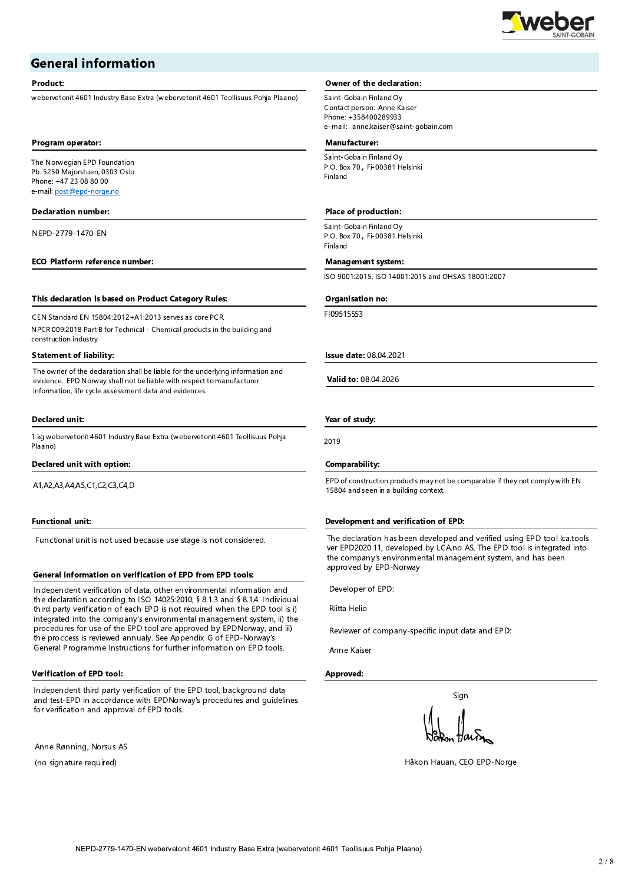## General information

**Product:**

webervetonit 4601 Industry Base Extra (webervetonit 4601 Teollisuus Pohja Plaano)

**Owner of the declaration:**

Saint-Gobain Finland Oy
Contact person: Anne Kaiser
Phone: +358400289933
e-mail: anne.kaiser@saint-gobain.com

**Program operator:**

The Norwegian EPD Foundation
Pb. 5250 Majorstuen, 0303 Oslo
Phone: +47 23 08 80 00
e-mail: post@epd-norge.no

**Manufacturer:**

Saint-Gobain Finland Oy
P.O. Box 70, Fi-00381 Helsinki
Finland

**Declaration number:**

NEPD-2779-1470-EN

**Place of production:**

Saint-Gobain Finland Oy
P.O. Box 70, Fi-00381 Helsinki
Finland

**ECO Platform reference number:**

**Management system:**

ISO 9001:2015, ISO 14001:2015 and OHSAS 18001:2007

**This declaration is based on Product Category Rules:**

CEN Standard EN 15804:2012+A1:2013 serves as core PCR.
NPCR 009:2018 Part B for Technical - Chemical products in the building and construction industry

**Organisation no:**

FI09515553

**Statement of liability:**

The owner of the declaration shall be liable for the underlying information and evidence. EPD Norway shall not be liable with respect to manufacturer information, life cycle assessment data and evidences.

**Issue date:** 08.04.2021

**Valid to:** 08.04.2026

**Declared unit:**

1 kg webervetonit 4601 Industry Base Extra (webervetonit 4601 Teollisuus Pohja Plaano)

**Year of study:**

2019

**Declared unit with option:**

A1,A2,A3,A4,A5,C1,C2,C3,C4,D

**Comparability:**

EPD of construction products may not be comparable if they not comply with EN 15804 and seen in a building context.

**Functional unit:**

Functional unit is not used because use stage is not considered.

**Development and verification of EPD:**

The declaration has been developed and verified using EPD tool lca.tools ver EPD2020.11, developed by LCA.no AS. The EPD tool is integrated into the company's environmental management system, and has been approved by EPD-Norway

Developer of EPD:

Riitta Helio

Reviewer of company-specific input data and EPD:

Anne Kaiser

**General information on verification of EPD from EPD tools:**

Independent verification of data, other environmental information and the declaration according to ISO 14025:2010, § 8.1.3 and § 8.1.4. Individual third party verification of each EPD is not required when the EPD tool is i) integrated into the company's environmental management system, ii) the procedures for use of the EPD tool are approved by EPDNorway, and iii) the proccess is reviewed annualy. See Appendix G of EPD-Norway's General Programme Instructions for further information on EPD tools.

**Verification of EPD tool:**

Independent third party verification of the EPD tool, background data and test-EPD in accordance with EPDNorway's procedures and guidelines for verification and approval of EPD tools.

Anne Rønning, Norsus AS

(no signature required)

**Approved:**

Sign

Håkon Hauan, CEO EPD-Norge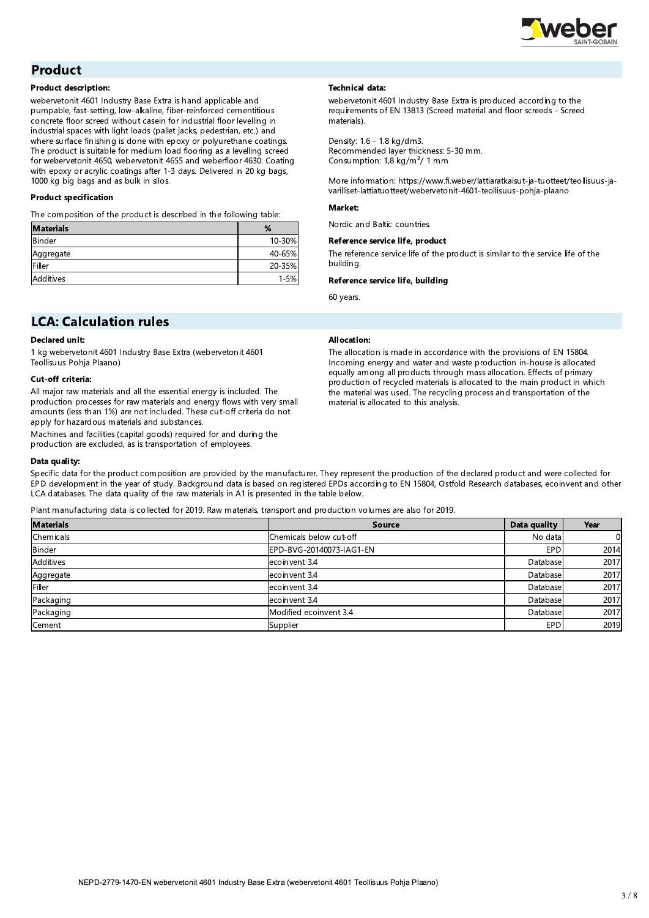## Product

**Product description:**

webervetonit 4601 Industry Base Extra is hand applicable and pumpable, fast-setting, low-alkaline, fiber-reinforced cementitious concrete floor screed without casein for industrial floor levelling in industrial spaces with light loads (pallet jacks, pedestrian, etc.) and where surface finishing is done with epoxy or polyurethane coatings. The product is suitable for medium load flooring as a levelling screed for webervetonit 4650, webervetonit 4655 and weberfloor 4630. Coating with epoxy or acrylic coatings after 1-3 days. Delivered in 20 kg bags, 1000 kg big bags and as bulk in silos.

**Product specification**

The composition of the product is described in the following table:

| Materials | % |
|---|---|
| Binder | 10-30% |
| Aggregate | 40-65% |
| Filler | 20-35% |
| Additives | 1-5% |

**Technical data:**

webervetonit 4601 Industry Base Extra is produced according to the requirements of EN 13813 (Screed material and floor screeds - Screed materials).

Density: 1.6 - 1.8 kg/dm3.
Recommended layer thickness: 5-30 mm.
Consumption: 1,8 kg/m²/ 1 mm

More information: https://www.fi.weber/lattiaratkaisut-ja-tuotteet/teollisuus-ja-varilliset-lattiatuotteet/webervetonit-4601-teollisuus-pohja-plaano

**Market:**

Nordic and Baltic countries.

**Reference service life, product**

The reference service life of the product is similar to the service life of the building.

**Reference service life, building**

60 years.

## LCA: Calculation rules

**Declared unit:**

1 kg webervetonit 4601 Industry Base Extra (webervetonit 4601 Teollisuus Pohja Plaano)

**Cut-off criteria:**

All major raw materials and all the essential energy is included. The production processes for raw materials and energy flows with very small amounts (less than 1%) are not included. These cut-off criteria do not apply for hazardous materials and substances.

Machines and facilities (capital goods) required for and during the production are excluded, as is transportation of employees.

**Allocation:**

The allocation is made in accordance with the provisions of EN 15804. Incoming energy and water and waste production in-house is allocated equally among all products through mass allocation. Effects of primary production of recycled materials is allocated to the main product in which the material was used. The recycling process and transportation of the material is allocated to this analysis.

**Data quality:**

Specific data for the product composition are provided by the manufacturer. They represent the production of the declared product and were collected for EPD development in the year of study. Background data is based on registered EPDs according to EN 15804, Ostfold Research databases, ecoinvent and other LCA databases. The data quality of the raw materials in A1 is presented in the table below.

Plant manufacturing data is collected for 2019. Raw materials, transport and production volumes are also for 2019.

| Materials | Source | Data quality | Year |
|---|---|---|---|
| Chemicals | Chemicals below cut-off | No data | 0 |
| Binder | EPD-BVG-20140073-IAG1-EN | EPD | 2014 |
| Additives | ecoinvent 3.4 | Database | 2017 |
| Aggregate | ecoinvent 3.4 | Database | 2017 |
| Filler | ecoinvent 3.4 | Database | 2017 |
| Packaging | ecoinvent 3.4 | Database | 2017 |
| Packaging | Modified ecoinvent 3.4 | Database | 2017 |
| Cement | Supplier | EPD | 2019 |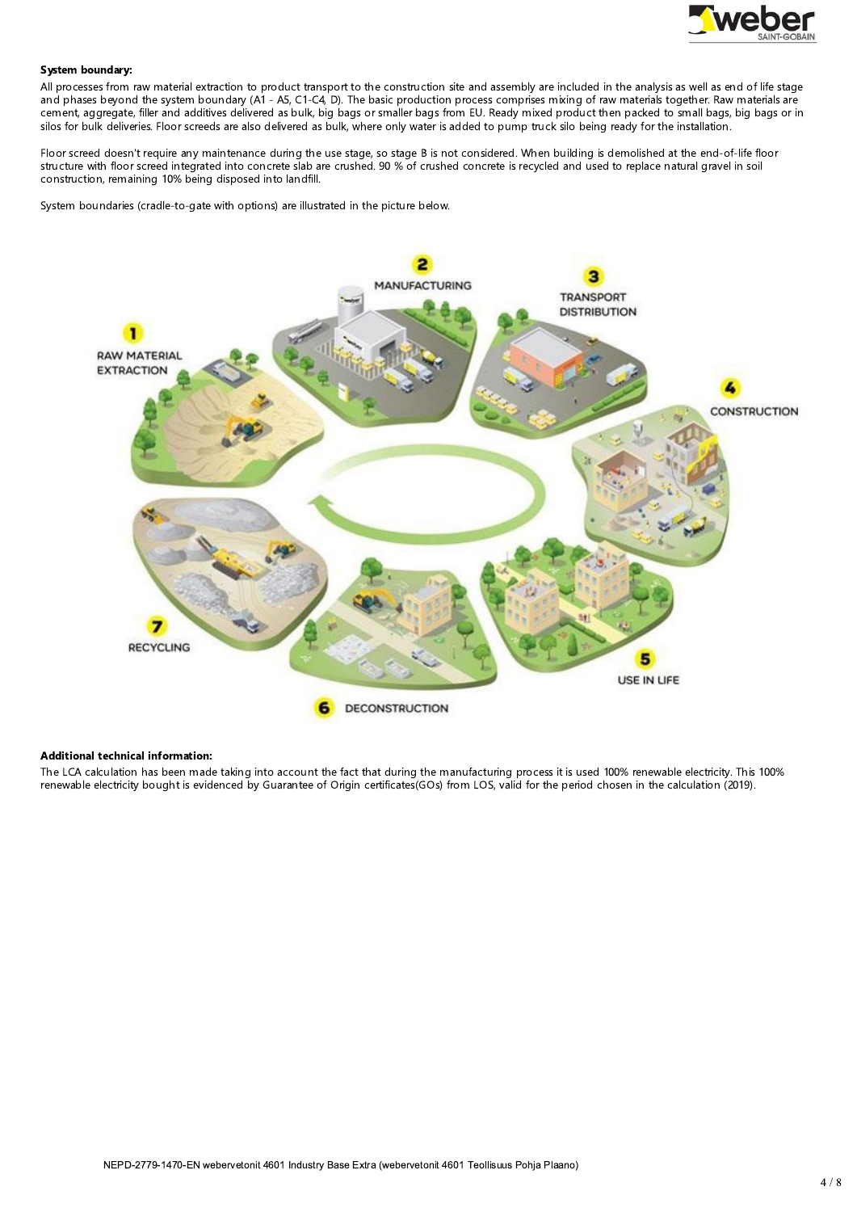**System boundary:**

All processes from raw material extraction to product transport to the construction site and assembly are included in the analysis as well as end of life stage and phases beyond the system boundary (A1 - A5, C1-C4, D). The basic production process comprises mixing of raw materials together. Raw materials are cement, aggregate, filler and additives delivered as bulk, big bags or smaller bags from EU. Ready mixed product then packed to small bags, big bags or in silos for bulk deliveries. Floor screeds are also delivered as bulk, where only water is added to pump truck silo being ready for the installation.

Floor screed doesn't require any maintenance during the use stage, so stage B is not considered. When building is demolished at the end-of-life floor structure with floor screed integrated into concrete slab are crushed. 90 % of crushed concrete is recycled and used to replace natural gravel in soil construction, remaining 10% being disposed into landfill.

System boundaries (cradle-to-gate with options) are illustrated in the picture below.

1 RAW MATERIAL EXTRACTION
2 MANUFACTURING
3 TRANSPORT DISTRIBUTION
4 CONSTRUCTION
5 USE IN LIFE
6 DECONSTRUCTION
7 RECYCLING

**Additional technical information:**

The LCA calculation has been made taking into account the fact that during the manufacturing process it is used 100% renewable electricity. This 100% renewable electricity bought is evidenced by Guarantee of Origin certificates(GOs) from LOS, valid for the period chosen in the calculation (2019).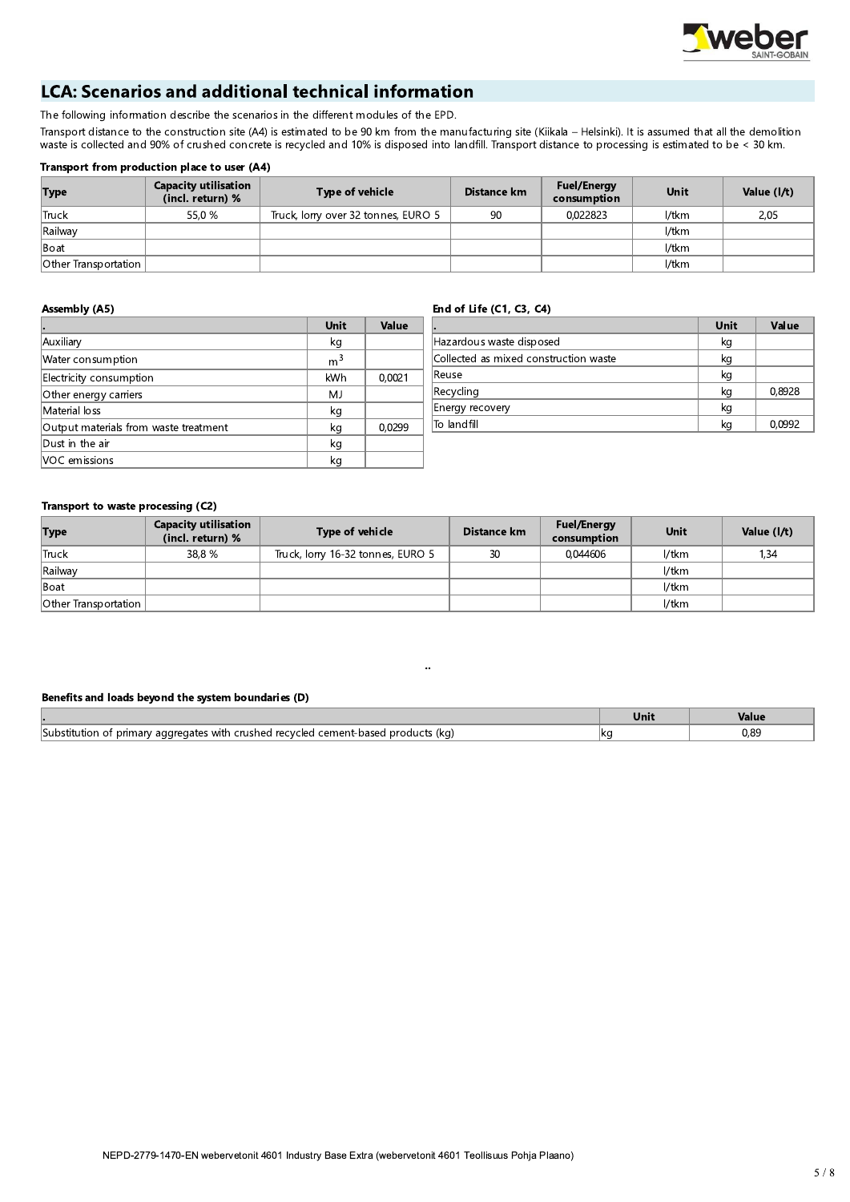## LCA: Scenarios and additional technical information

The following information describe the scenarios in the different modules of the EPD.

Transport distance to the construction site (A4) is estimated to be 90 km from the manufacturing site (Kiikala – Helsinki). It is assumed that all the demolition waste is collected and 90% of crushed concrete is recycled and 10% is disposed into landfill. Transport distance to processing is estimated to be < 30 km.

**Transport from production place to user (A4)**

| Type | Capacity utilisation (incl. return) % | Type of vehicle | Distance km | Fuel/Energy consumption | Unit | Value (l/t) |
|---|---|---|---|---|---|---|
| Truck | 55,0 % | Truck, lorry over 32 tonnes, EURO 5 | 90 | 0,022823 | l/tkm | 2,05 |
| Railway | | | | | l/tkm | |
| Boat | | | | | l/tkm | |
| Other Transportation | | | | | l/tkm | |

**Assembly (A5)**

| . | Unit | Value |
|---|---|---|
| Auxiliary | kg | |
| Water consumption | $m^3$ | |
| Electricity consumption | kWh | 0,0021 |
| Other energy carriers | MJ | |
| Material loss | kg | |
| Output materials from waste treatment | kg | 0,0299 |
| Dust in the air | kg | |
| VOC emissions | kg | |

**End of Life (C1, C3, C4)**

| . | Unit | Value |
|---|---|---|
| Hazardous waste disposed | kg | |
| Collected as mixed construction waste | kg | |
| Reuse | kg | |
| Recycling | kg | 0,8928 |
| Energy recovery | kg | |
| To landfill | kg | 0,0992 |

**Transport to waste processing (C2)**

| Type | Capacity utilisation (incl. return) % | Type of vehicle | Distance km | Fuel/Energy consumption | Unit | Value (l/t) |
|---|---|---|---|---|---|---|
| Truck | 38,8 % | Truck, lorry 16-32 tonnes, EURO 5 | 30 | 0,044606 | l/tkm | 1,34 |
| Railway | | | | | l/tkm | |
| Boat | | | | | l/tkm | |
| Other Transportation | | | | | l/tkm | |

..

**Benefits and loads beyond the system boundaries (D)**

| . | Unit | Value |
|---|---|---|
| Substitution of primary aggregates with crushed recycled cement-based products (kg) | kg | 0,89 |

NEPD-2779-1470-EN webervetonit 4601 Industry Base Extra (webervetonit 4601 Teollisuus Pohja Plaano)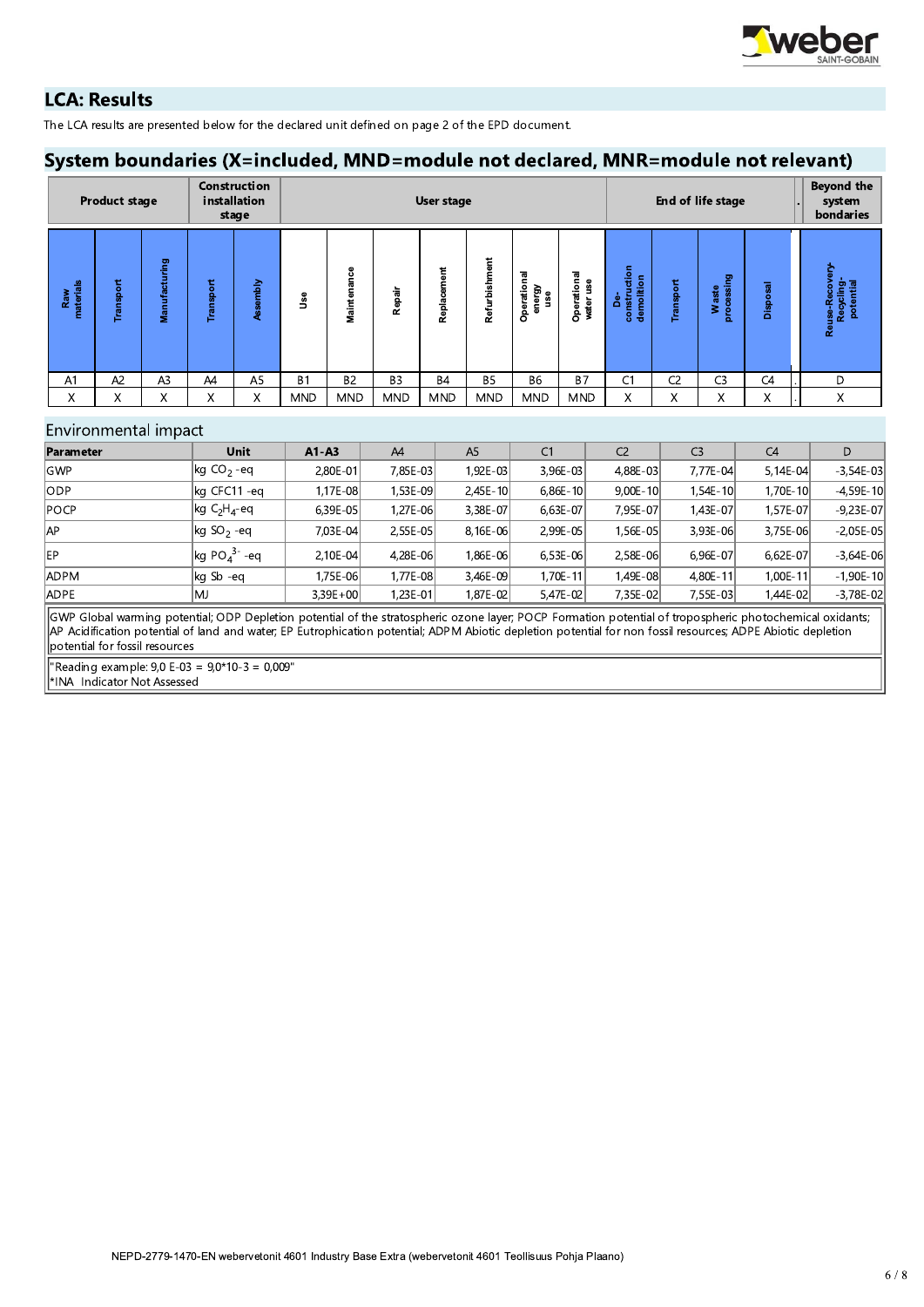## LCA: Results

The LCA results are presented below for the declared unit defined on page 2 of the EPD document.

## System boundaries (X=included, MND=module not declared, MNR=module not relevant)

| Product stage | | | Construction installation stage | | User stage | | | | | | | End of life stage | | | | Beyond the system bondaries |
|---|---|---|---|---|---|---|---|---|---|---|---|---|---|---|---|---|
| Raw materials | Transport | Manufacturing | Transport | Assembly | Use | Maintenance | Repair | Replacement | Refurbishment | Operational energy use | Operational water use | De-construction demolition | Transport | Waste processing | Disposal | Reuse-Recovery-Recycling-potential |
| A1 | A2 | A3 | A4 | A5 | B1 | B2 | B3 | B4 | B5 | B6 | B7 | C1 | C2 | C3 | C4 | D |
| X | X | X | X | X | MND | MND | MND | MND | MND | MND | MND | X | X | X | X | X |

## Environmental impact

| Parameter | Unit | A1-A3 | A4 | A5 | C1 | C2 | C3 | C4 | D |
|---|---|---|---|---|---|---|---|---|---|
| GWP | kg $CO_2$ -eq | 2,80E-01 | 7,85E-03 | 1,92E-03 | 3,96E-03 | 4,88E-03 | 7,77E-04 | 5,14E-04 | -3,54E-03 |
| ODP | kg CFC11 -eq | 1,17E-08 | 1,53E-09 | 2,45E-10 | 6,86E-10 | 9,00E-10 | 1,54E-10 | 1,70E-10 | -4,59E-10 |
| POCP | kg $C_2H_4$-eq | 6,39E-05 | 1,27E-06 | 3,38E-07 | 6,63E-07 | 7,95E-07 | 1,43E-07 | 1,57E-07 | -9,23E-07 |
| AP | kg $SO_2$ -eq | 7,03E-04 | 2,55E-05 | 8,16E-06 | 2,99E-05 | 1,56E-05 | 3,93E-06 | 3,75E-06 | -2,05E-05 |
| EP | kg $PO_4^{3-}$ -eq | 2,10E-04 | 4,28E-06 | 1,86E-06 | 6,53E-06 | 2,58E-06 | 6,96E-07 | 6,62E-07 | -3,64E-06 |
| ADPM | kg Sb -eq | 1,75E-06 | 1,77E-08 | 3,46E-09 | 1,70E-11 | 1,49E-08 | 4,80E-11 | 1,00E-11 | -1,90E-10 |
| ADPE | MJ | 3,39E+00 | 1,23E-01 | 1,87E-02 | 5,47E-02 | 7,35E-02 | 7,55E-03 | 1,44E-02 | -3,78E-02 |

GWP Global warming potential; ODP Depletion potential of the stratospheric ozone layer; POCP Formation potential of tropospheric photochemical oxidants; AP Acidification potential of land and water; EP Eutrophication potential; ADPM Abiotic depletion potential for non fossil resources; ADPE Abiotic depletion potential for fossil resources

"Reading example: 9,0 E-03 = 9,0*10-3 = 0,009"
*INA Indicator Not Assessed

NEPD-2779-1470-EN webervetonit 4601 Industry Base Extra (webervetonit 4601 Teollisuus Pohja Plaano)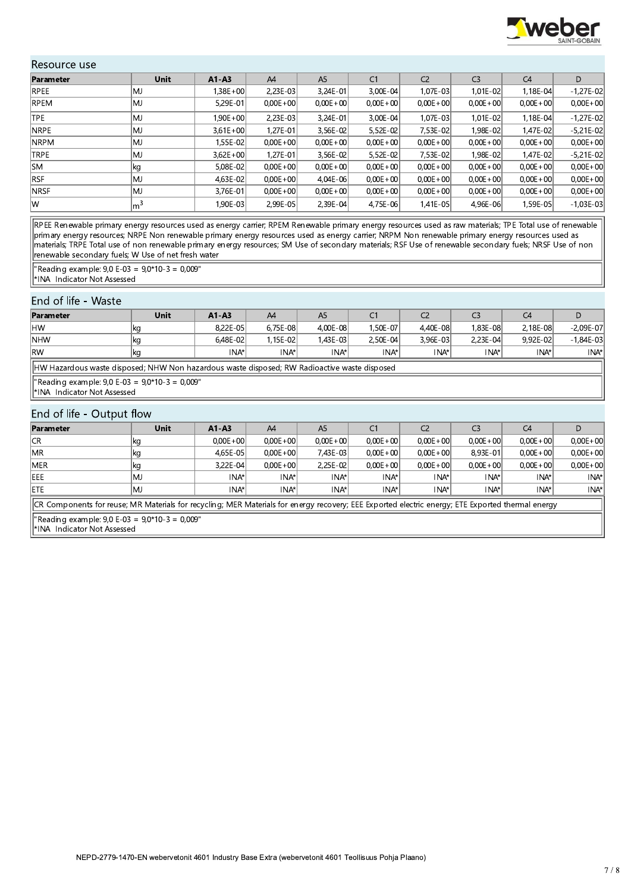## Resource use

| Parameter | Unit | A1-A3 | A4 | A5 | C1 | C2 | C3 | C4 | D |
|---|---|---|---|---|---|---|---|---|---|
| RPEE | MJ | 1,38E+00 | 2,23E-03 | 3,24E-01 | 3,00E-04 | 1,07E-03 | 1,01E-02 | 1,18E-04 | -1,27E-02 |
| RPEM | MJ | 5,29E-01 | 0,00E+00 | 0,00E+00 | 0,00E+00 | 0,00E+00 | 0,00E+00 | 0,00E+00 | 0,00E+00 |
| TPE | MJ | 1,90E+00 | 2,23E-03 | 3,24E-01 | 3,00E-04 | 1,07E-03 | 1,01E-02 | 1,18E-04 | -1,27E-02 |
| NRPE | MJ | 3,61E+00 | 1,27E-01 | 3,56E-02 | 5,52E-02 | 7,53E-02 | 1,98E-02 | 1,47E-02 | -5,21E-02 |
| NRPM | MJ | 1,55E-02 | 0,00E+00 | 0,00E+00 | 0,00E+00 | 0,00E+00 | 0,00E+00 | 0,00E+00 | 0,00E+00 |
| TRPE | MJ | 3,62E+00 | 1,27E-01 | 3,56E-02 | 5,52E-02 | 7,53E-02 | 1,98E-02 | 1,47E-02 | -5,21E-02 |
| SM | kg | 5,08E-02 | 0,00E+00 | 0,00E+00 | 0,00E+00 | 0,00E+00 | 0,00E+00 | 0,00E+00 | 0,00E+00 |
| RSF | MJ | 4,63E-02 | 0,00E+00 | 4,04E-06 | 0,00E+00 | 0,00E+00 | 0,00E+00 | 0,00E+00 | 0,00E+00 |
| NRSF | MJ | 3,76E-01 | 0,00E+00 | 0,00E+00 | 0,00E+00 | 0,00E+00 | 0,00E+00 | 0,00E+00 | 0,00E+00 |
| W | $m^3$ | 1,90E-03 | 2,99E-05 | 2,39E-04 | 4,75E-06 | 1,41E-05 | 4,96E-06 | 1,59E-05 | -1,03E-03 |

RPEE Renewable primary energy resources used as energy carrier; RPEM Renewable primary energy resources used as raw materials; TPE Total use of renewable primary energy resources; NRPE Non renewable primary energy resources used as energy carrier; NRPM Non renewable primary energy resources used as materials; TRPE Total use of non renewable primary energy resources; SM Use of secondary materials; RSF Use of renewable secondary fuels; NRSF Use of non renewable secondary fuels; W Use of net fresh water

"Reading example: 9,0 E-03 = 9,0*10-3 = 0,009"
*INA Indicator Not Assessed

## End of life - Waste

| Parameter | Unit | A1-A3 | A4 | A5 | C1 | C2 | C3 | C4 | D |
|---|---|---|---|---|---|---|---|---|---|
| HW | kg | 8,22E-05 | 6,75E-08 | 4,00E-08 | 1,50E-07 | 4,40E-08 | 1,83E-08 | 2,18E-08 | -2,09E-07 |
| NHW | kg | 6,48E-02 | 1,15E-02 | 1,43E-03 | 2,50E-04 | 3,96E-03 | 2,23E-04 | 9,92E-02 | -1,84E-03 |
| RW | kg | INA* | INA* | INA* | INA* | INA* | INA* | INA* | INA* |

HW Hazardous waste disposed; NHW Non hazardous waste disposed; RW Radioactive waste disposed

"Reading example: 9,0 E-03 = 9,0*10-3 = 0,009"
*INA Indicator Not Assessed

## End of life - Output flow

| Parameter | Unit | A1-A3 | A4 | A5 | C1 | C2 | C3 | C4 | D |
|---|---|---|---|---|---|---|---|---|---|
| CR | kg | 0,00E+00 | 0,00E+00 | 0,00E+00 | 0,00E+00 | 0,00E+00 | 0,00E+00 | 0,00E+00 | 0,00E+00 |
| MR | kg | 4,65E-05 | 0,00E+00 | 7,43E-03 | 0,00E+00 | 0,00E+00 | 8,93E-01 | 0,00E+00 | 0,00E+00 |
| MER | kg | 3,22E-04 | 0,00E+00 | 2,25E-02 | 0,00E+00 | 0,00E+00 | 0,00E+00 | 0,00E+00 | 0,00E+00 |
| EEE | MJ | INA* | INA* | INA* | INA* | INA* | INA* | INA* | INA* |
| ETE | MJ | INA* | INA* | INA* | INA* | INA* | INA* | INA* | INA* |

CR Components for reuse; MR Materials for recycling; MER Materials for energy recovery; EEE Exported electric energy; ETE Exported thermal energy

"Reading example: 9,0 E-03 = 9,0*10-3 = 0,009"
*INA Indicator Not Assessed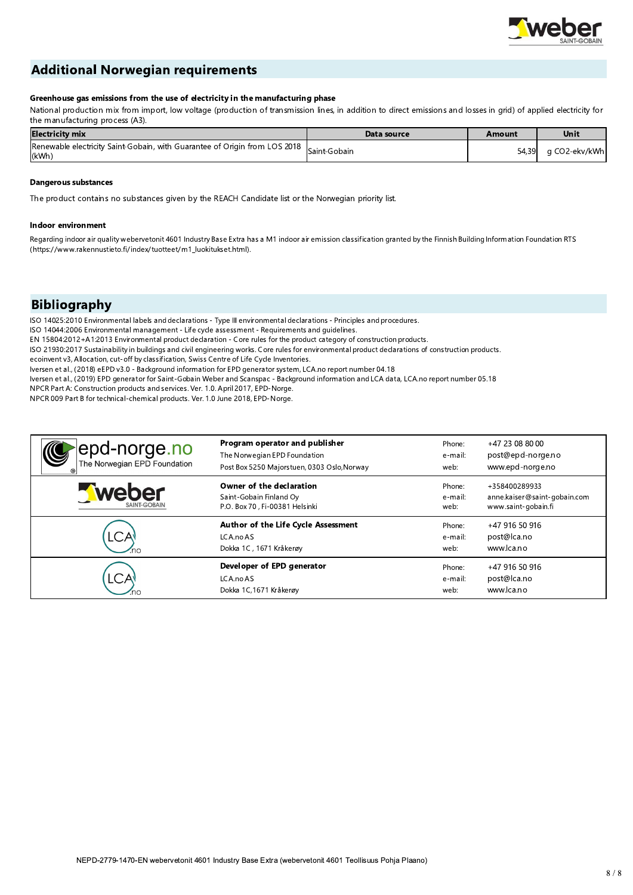## Additional Norwegian requirements

**Greenhouse gas emissions from the use of electricity in the manufacturing phase**

National production mix from import, low voltage (production of transmission lines, in addition to direct emissions and losses in grid) of applied electricity for the manufacturing process (A3).

| Electricity mix | Data source | Amount | Unit |
|---|---|---|---|
| Renewable electricity Saint-Gobain, with Guarantee of Origin from LOS 2018 (kWh) | Saint-Gobain | 54,39 | g CO2-ekv/kWh |

**Dangerous substances**

The product contains no substances given by the REACH Candidate list or the Norwegian priority list.

**Indoor environment**

Regarding indoor air quality webervetonit 4601 Industry Base Extra has a M1 indoor air emission classification granted by the Finnish Building Information Foundation RTS (https://www.rakennustieto.fi/index/tuotteet/m1_luokitukset.html).

## Bibliography

ISO 14025:2010 Environmental labels and declarations - Type III environmental declarations - Principles and procedures.
ISO 14044:2006 Environmental management - Life cycle assessment - Requirements and guidelines.
EN 15804:2012+A1:2013 Environmental product declaration - Core rules for the product category of construction products.
ISO 21930:2017 Sustainability in buildings and civil engineering works. Core rules for environmental product declarations of construction products.
ecoinvent v3, Allocation, cut-off by classification, Swiss Centre of Life Cycle Inventories.
Iversen et al., (2018) eEPD v3.0 - Background information for EPD generator system, LCA.no report number 04.18
Iversen et al., (2019) EPD generator for Saint-Gobain Weber and Scanspac - Background information and LCA data, LCA.no report number 05.18
NPCR Part A: Construction products and services. Ver. 1.0. April 2017, EPD-Norge.
NPCR 009 Part B for technical-chemical products. Ver. 1.0 June 2018, EPD-Norge.

| | | | |
|---|---|---|---|
| epd-norge.no The Norwegian EPD Foundation | **Program operator and publisher**<br>The Norwegian EPD Foundation<br>Post Box 5250 Majorstuen, 0303 Oslo, Norway | Phone:<br>e-mail:<br>web: | +47 23 08 80 00<br>post@epd-norge.no<br>www.epd-norge.no |
| weber SAINT-GOBAIN | **Owner of the declaration**<br>Saint-Gobain Finland Oy<br>P.O. Box 70 , Fi-00381 Helsinki | Phone:<br>e-mail:<br>web: | +358400289933<br>anne.kaiser@saint-gobain.com<br>www.saint-gobain.fi |
| LCA.no | **Author of the Life Cycle Assessment**<br>LCA.no AS<br>Dokka 1C , 1671 Kråkerøy | Phone:<br>e-mail:<br>web: | +47 916 50 916<br>post@lca.no<br>www.lca.no |
| LCA.no | **Developer of EPD generator**<br>LCA.no AS<br>Dokka 1C,1671 Kråkerøy | Phone:<br>e-mail:<br>web: | +47 916 50 916<br>post@lca.no<br>www.lca.no |

NEPD-2779-1470-EN webervetonit 4601 Industry Base Extra (webervetonit 4601 Teollisuus Pohja Plaano)